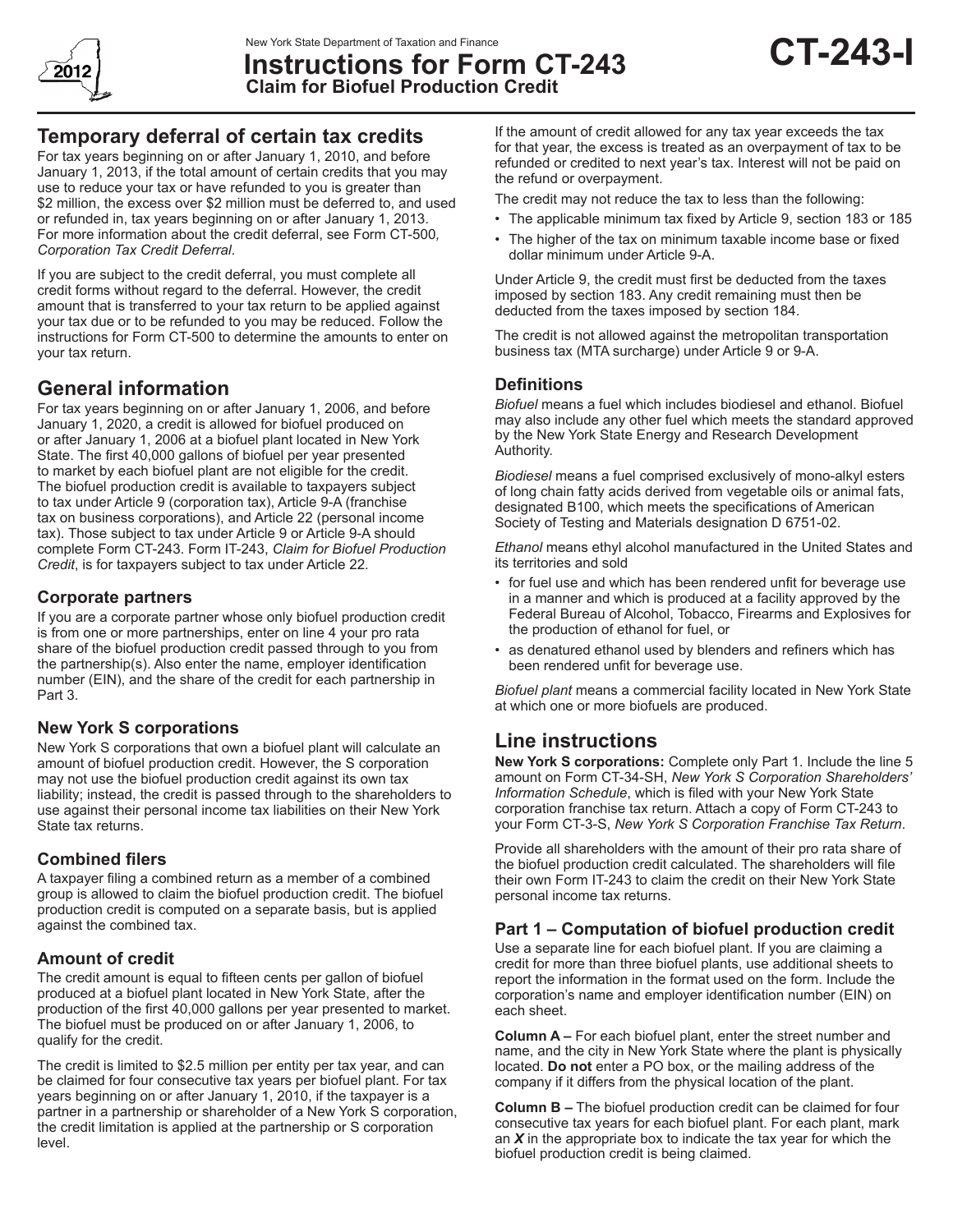New York State Department of Taxation and Finance

# Instructions for Form CT-243 Claim for Biofuel Production Credit

**CT-243-I**

2012

## Temporary deferral of certain tax credits

For tax years beginning on or after January 1, 2010, and before January 1, 2013, if the total amount of certain credits that you may use to reduce your tax or have refunded to you is greater than $2 million, the excess over $2 million must be deferred to, and used or refunded in, tax years beginning on or after January 1, 2013. For more information about the credit deferral, see Form CT-500*, Corporation Tax Credit Deferral*.

If you are subject to the credit deferral, you must complete all credit forms without regard to the deferral. However, the credit amount that is transferred to your tax return to be applied against your tax due or to be refunded to you may be reduced. Follow the instructions for Form CT-500 to determine the amounts to enter on your tax return.

## General information

For tax years beginning on or after January 1, 2006, and before January 1, 2020, a credit is allowed for biofuel produced on or after January 1, 2006 at a biofuel plant located in New York State. The first 40,000 gallons of biofuel per year presented to market by each biofuel plant are not eligible for the credit. The biofuel production credit is available to taxpayers subject to tax under Article 9 (corporation tax), Article 9-A (franchise tax on business corporations), and Article 22 (personal income tax). Those subject to tax under Article 9 or Article 9-A should complete Form CT-243. Form IT-243, *Claim for Biofuel Production Credit*, is for taxpayers subject to tax under Article 22.

### Corporate partners

If you are a corporate partner whose only biofuel production credit is from one or more partnerships, enter on line 4 your pro rata share of the biofuel production credit passed through to you from the partnership(s). Also enter the name, employer identification number (EIN), and the share of the credit for each partnership in Part 3.

### New York S corporations

New York S corporations that own a biofuel plant will calculate an amount of biofuel production credit. However, the S corporation may not use the biofuel production credit against its own tax liability; instead, the credit is passed through to the shareholders to use against their personal income tax liabilities on their New York State tax returns.

### Combined filers

A taxpayer filing a combined return as a member of a combined group is allowed to claim the biofuel production credit. The biofuel production credit is computed on a separate basis, but is applied against the combined tax.

### Amount of credit

The credit amount is equal to fifteen cents per gallon of biofuel produced at a biofuel plant located in New York State, after the production of the first 40,000 gallons per year presented to market. The biofuel must be produced on or after January 1, 2006, to qualify for the credit.

The credit is limited to $2.5 million per entity per tax year, and can be claimed for four consecutive tax years per biofuel plant. For tax years beginning on or after January 1, 2010, if the taxpayer is a partner in a partnership or shareholder of a New York S corporation, the credit limitation is applied at the partnership or S corporation level.

If the amount of credit allowed for any tax year exceeds the tax for that year, the excess is treated as an overpayment of tax to be refunded or credited to next year's tax. Interest will not be paid on the refund or overpayment.

The credit may not reduce the tax to less than the following:

- The applicable minimum tax fixed by Article 9, section 183 or 185
- The higher of the tax on minimum taxable income base or fixed dollar minimum under Article 9-A.

Under Article 9, the credit must first be deducted from the taxes imposed by section 183. Any credit remaining must then be deducted from the taxes imposed by section 184.

The credit is not allowed against the metropolitan transportation business tax (MTA surcharge) under Article 9 or 9-A.

### Definitions

*Biofuel* means a fuel which includes biodiesel and ethanol. Biofuel may also include any other fuel which meets the standard approved by the New York State Energy and Research Development Authority.

*Biodiesel* means a fuel comprised exclusively of mono-alkyl esters of long chain fatty acids derived from vegetable oils or animal fats, designated B100, which meets the specifications of American Society of Testing and Materials designation D 6751-02.

*Ethanol* means ethyl alcohol manufactured in the United States and its territories and sold

- for fuel use and which has been rendered unfit for beverage use in a manner and which is produced at a facility approved by the Federal Bureau of Alcohol, Tobacco, Firearms and Explosives for the production of ethanol for fuel, or
- as denatured ethanol used by blenders and refiners which has been rendered unfit for beverage use.

*Biofuel plant* means a commercial facility located in New York State at which one or more biofuels are produced.

## Line instructions

**New York S corporations:** Complete only Part 1. Include the line 5 amount on Form CT-34-SH, *New York S Corporation Shareholders' Information Schedule*, which is filed with your New York State corporation franchise tax return. Attach a copy of Form CT-243 to your Form CT-3-S, *New York S Corporation Franchise Tax Return*.

Provide all shareholders with the amount of their pro rata share of the biofuel production credit calculated. The shareholders will file their own Form IT-243 to claim the credit on their New York State personal income tax returns.

### Part 1 – Computation of biofuel production credit

Use a separate line for each biofuel plant. If you are claiming a credit for more than three biofuel plants, use additional sheets to report the information in the format used on the form. Include the corporation's name and employer identification number (EIN) on each sheet.

**Column A –** For each biofuel plant, enter the street number and name, and the city in New York State where the plant is physically located. **Do not** enter a PO box, or the mailing address of the company if it differs from the physical location of the plant.

**Column B –** The biofuel production credit can be claimed for four consecutive tax years for each biofuel plant. For each plant, mark an ***X*** in the appropriate box to indicate the tax year for which the biofuel production credit is being claimed.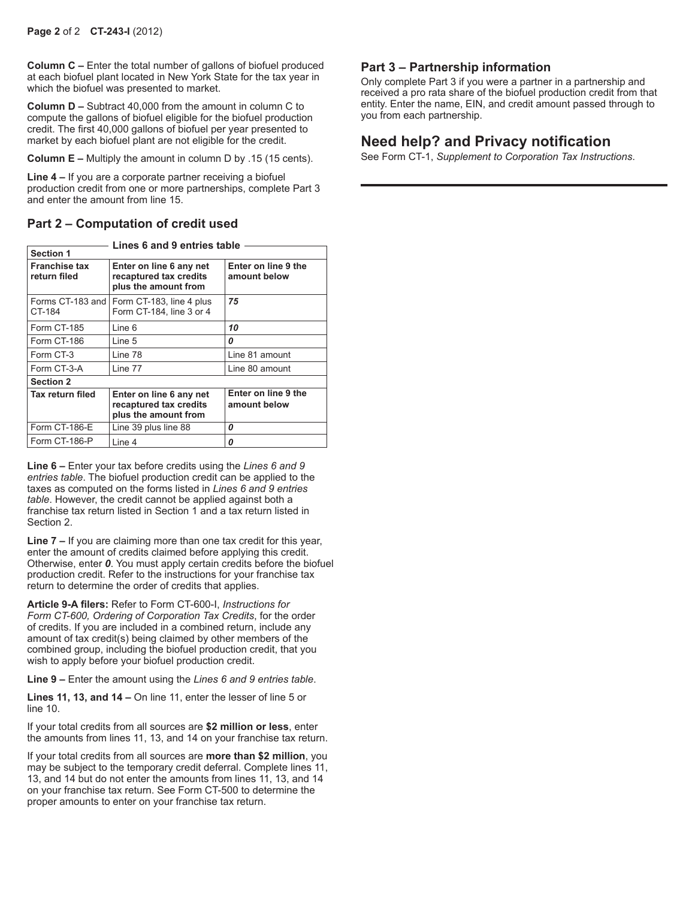**Column C –** Enter the total number of gallons of biofuel produced at each biofuel plant located in New York State for the tax year in which the biofuel was presented to market.

**Column D –** Subtract 40,000 from the amount in column C to compute the gallons of biofuel eligible for the biofuel production credit. The first 40,000 gallons of biofuel per year presented to market by each biofuel plant are not eligible for the credit.

**Column E –** Multiply the amount in column D by .15 (15 cents).

**Line 4 –** If you are a corporate partner receiving a biofuel production credit from one or more partnerships, complete Part 3 and enter the amount from line 15.

## Part 2 – Computation of credit used

**Lines 6 and 9 entries table**

| | | |
|---|---|---|
| **Section 1** | | |
| **Franchise tax return filed** | **Enter on line 6 any net recaptured tax credits plus the amount from** | **Enter on line 9 the amount below** |
| Forms CT-183 and CT-184 | Form CT-183, line 4 plus Form CT-184, line 3 or 4 | ***75*** |
| Form CT-185 | Line 6 | ***10*** |
| Form CT-186 | Line 5 | ***0*** |
| Form CT-3 | Line 78 | Line 81 amount |
| Form CT-3-A | Line 77 | Line 80 amount |
| **Section 2** | | |
| **Tax return filed** | **Enter on line 6 any net recaptured tax credits plus the amount from** | **Enter on line 9 the amount below** |
| Form CT-186-E | Line 39 plus line 88 | ***0*** |
| Form CT-186-P | Line 4 | ***0*** |

**Line 6 –** Enter your tax before credits using the *Lines 6 and 9 entries table*. The biofuel production credit can be applied to the taxes as computed on the forms listed in *Lines 6 and 9 entries table*. However, the credit cannot be applied against both a franchise tax return listed in Section 1 and a tax return listed in Section 2.

**Line 7 –** If you are claiming more than one tax credit for this year, enter the amount of credits claimed before applying this credit. Otherwise, enter ***0***. You must apply certain credits before the biofuel production credit. Refer to the instructions for your franchise tax return to determine the order of credits that applies.

**Article 9-A filers:** Refer to Form CT-600-I, *Instructions for Form CT-600, Ordering of Corporation Tax Credits*, for the order of credits. If you are included in a combined return, include any amount of tax credit(s) being claimed by other members of the combined group, including the biofuel production credit, that you wish to apply before your biofuel production credit.

**Line 9 –** Enter the amount using the *Lines 6 and 9 entries table*.

**Lines 11, 13, and 14 –** On line 11, enter the lesser of line 5 or line 10.

If your total credits from all sources are **$2 million or less**, enter the amounts from lines 11, 13, and 14 on your franchise tax return.

If your total credits from all sources are **more than $2 million**, you may be subject to the temporary credit deferral. Complete lines 11, 13, and 14 but do not enter the amounts from lines 11, 13, and 14 on your franchise tax return. See Form CT-500 to determine the proper amounts to enter on your franchise tax return.

## Part 3 – Partnership information

Only complete Part 3 if you were a partner in a partnership and received a pro rata share of the biofuel production credit from that entity. Enter the name, EIN, and credit amount passed through to you from each partnership.

## Need help? and Privacy notification

See Form CT-1, *Supplement to Corporation Tax Instructions*.